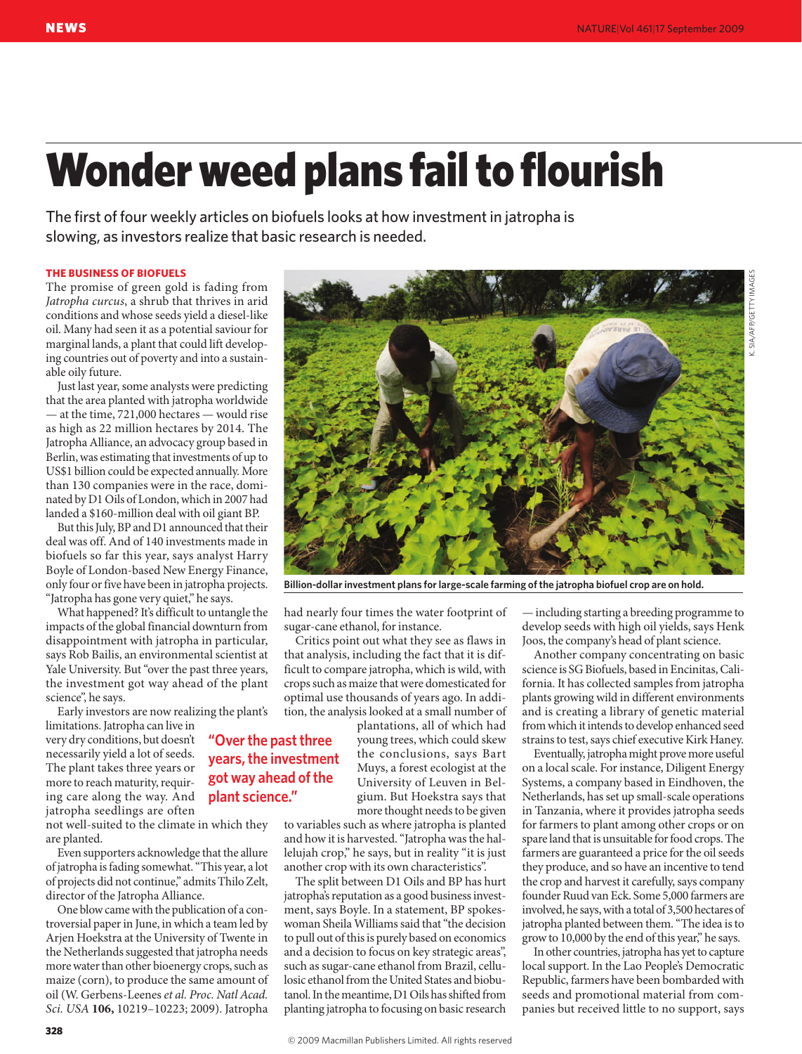# Wonder weed plans fail to flourish

The first of four weekly articles on biofuels looks at how investment in jatropha is slowing, as investors realize that basic research is needed.

**THE BUSINESS OF BIOFUELS**

The promise of green gold is fading from *Jatropha curcus*, a shrub that thrives in arid conditions and whose seeds yield a diesel-like oil. Many had seen it as a potential saviour for marginal lands, a plant that could lift developing countries out of poverty and into a sustainable oily future.

Just last year, some analysts were predicting that the area planted with jatropha worldwide — at the time, 721,000 hectares — would rise as high as 22 million hectares by 2014. The Jatropha Alliance, an advocacy group based in Berlin, was estimating that investments of up to US$1 billion could be expected annually. More than 130 companies were in the race, dominated by D1 Oils of London, which in 2007 had landed a $160-million deal with oil giant BP.

But this July, BP and D1 announced that their deal was off. And of 140 investments made in biofuels so far this year, says analyst Harry Boyle of London-based New Energy Finance, only four or five have been in jatropha projects. "Jatropha has gone very quiet," he says.

What happened? It's difficult to untangle the impacts of the global financial downturn from disappointment with jatropha in particular, says Rob Bailis, an environmental scientist at Yale University. But "over the past three years, the investment got way ahead of the plant science", he says.

Early investors are now realizing the plant's limitations. Jatropha can live in very dry conditions, but doesn't necessarily yield a lot of seeds. The plant takes three years or more to reach maturity, requiring care along the way. And jatropha seedlings are often not well-suited to the climate in which they are planted.

> "Over the past three years, the investment got way ahead of the plant science."

Even supporters acknowledge that the allure of jatropha is fading somewhat. "This year, a lot of projects did not continue," admits Thilo Zelt, director of the Jatropha Alliance.

One blow came with the publication of a controversial paper in June, in which a team led by Arjen Hoekstra at the University of Twente in the Netherlands suggested that jatropha needs more water than other bioenergy crops, such as maize (corn), to produce the same amount of oil (W. Gerbens-Leenes *et al. Proc. Natl Acad. Sci. USA* **106,** 10219–10223; 2009). Jatropha had nearly four times the water footprint of sugar-cane ethanol, for instance.

Critics point out what they see as flaws in that analysis, including the fact that it is difficult to compare jatropha, which is wild, with crops such as maize that were domesticated for optimal use thousands of years ago. In addition, the analysis looked at a small number of plantations, all of which had young trees, which could skew the conclusions, says Bart Muys, a forest ecologist at the University of Leuven in Belgium. But Hoekstra says that more thought needs to be given to variables such as where jatropha is planted and how it is harvested. "Jatropha was the hallelujah crop," he says, but in reality "it is just another crop with its own characteristics".

The split between D1 Oils and BP has hurt jatropha's reputation as a good business investment, says Boyle. In a statement, BP spokeswoman Sheila Williams said that "the decision to pull out of this is purely based on economics and a decision to focus on key strategic areas", such as sugar-cane ethanol from Brazil, cellulosic ethanol from the United States and biobutanol. In the meantime, D1 Oils has shifted from planting jatropha to focusing on basic research — including starting a breeding programme to develop seeds with high oil yields, says Henk Joos, the company's head of plant science.

Another company concentrating on basic science is SG Biofuels, based in Encinitas, California. It has collected samples from jatropha plants growing wild in different environments and is creating a library of genetic material from which it intends to develop enhanced seed strains to test, says chief executive Kirk Haney.

Eventually, jatropha might prove more useful on a local scale. For instance, Diligent Energy Systems, a company based in Eindhoven, the Netherlands, has set up small-scale operations in Tanzania, where it provides jatropha seeds for farmers to plant among other crops or on spare land that is unsuitable for food crops. The farmers are guaranteed a price for the oil seeds they produce, and so have an incentive to tend the crop and harvest it carefully, says company founder Ruud van Eck. Some 5,000 farmers are involved, he says, with a total of 3,500 hectares of jatropha planted between them. "The idea is to grow to 10,000 by the end of this year," he says.

In other countries, jatropha has yet to capture local support. In the Lao People's Democratic Republic, farmers have been bombarded with seeds and promotional material from companies but received little to no support, says

Billion-dollar investment plans for large-scale farming of the jatropha biofuel crop are on hold.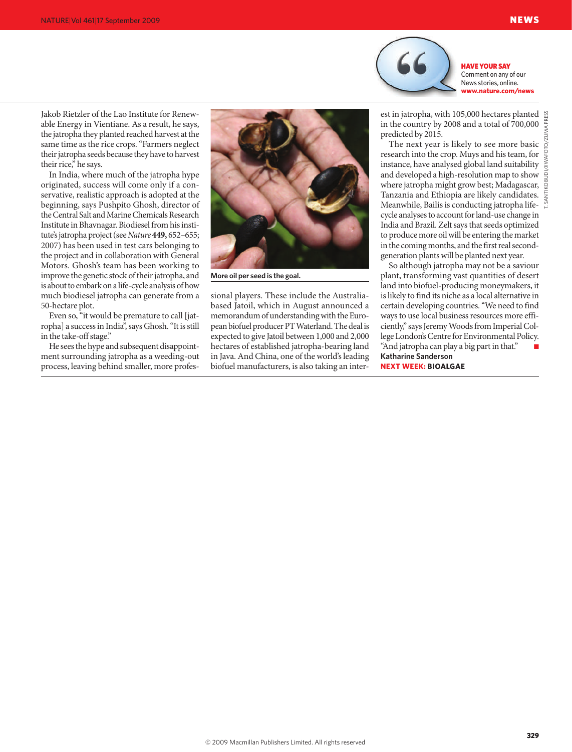**HAVE YOUR SAY**
Comment on any of our News stories, online.
**www.nature.com/news**

Jakob Rietzler of the Lao Institute for Renewable Energy in Vientiane. As a result, he says, the jatropha they planted reached harvest at the same time as the rice crops. "Farmers neglect their jatropha seeds because they have to harvest their rice," he says.

In India, where much of the jatropha hype originated, success will come only if a conservative, realistic approach is adopted at the beginning, says Pushpito Ghosh, director of the Central Salt and Marine Chemicals Research Institute in Bhavnagar. Biodiesel from his institute's jatropha project (see *Nature* **449,** 652–655; 2007) has been used in test cars belonging to the project and in collaboration with General Motors. Ghosh's team has been working to improve the genetic stock of their jatropha, and is about to embark on a life-cycle analysis of how much biodiesel jatropha can generate from a 50-hectare plot.

Even so, "it would be premature to call [jatropha] a success in India", says Ghosh. "It is still in the take-off stage."

He sees the hype and subsequent disappointment surrounding jatropha as a weeding-out process, leaving behind smaller, more professional players. These include the Australia-based Jatoil, which in August announced a memorandum of understanding with the European biofuel producer PT Waterland. The deal is expected to give Jatoil between 1,000 and 2,000 hectares of established jatropha-bearing land in Java. And China, one of the world's leading biofuel manufacturers, is also taking an interest in jatropha, with 105,000 hectares planted in the country by 2008 and a total of 700,000 predicted by 2015.

More oil per seed is the goal.

T. SANTIKO BUDI/JIWAFOTO/ZUMA PRESS

The next year is likely to see more basic research into the crop. Muys and his team, for instance, have analysed global land suitability and developed a high-resolution map to show where jatropha might grow best; Madagascar, Tanzania and Ethiopia are likely candidates. Meanwhile, Bailis is conducting jatropha life-cycle analyses to account for land-use change in India and Brazil. Zelt says that seeds optimized to produce more oil will be entering the market in the coming months, and the first real second-generation plants will be planted next year.

So although jatropha may not be a saviour plant, transforming vast quantities of desert land into biofuel-producing moneymakers, it is likely to find its niche as a local alternative in certain developing countries. "We need to find ways to use local business resources more efficiently," says Jeremy Woods from Imperial College London's Centre for Environmental Policy. "And jatropha can play a big part in that." ■

**Katharine Sanderson**

**NEXT WEEK: BIOALGAE**

© 2009 Macmillan Publishers Limited. All rights reserved